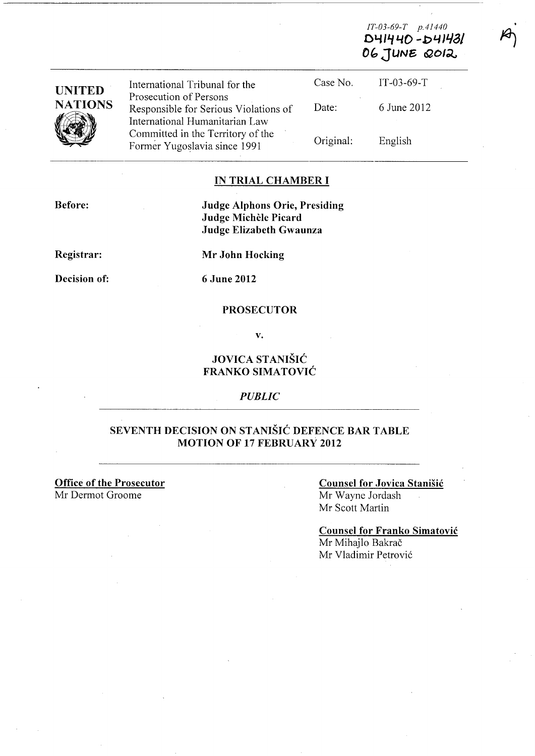IT-03-69-T p.41440
D41440 - D41431
06 JUNE 2012

| | | | |
|---|---|---|---|
| **UNITED NATIONS** | International Tribunal for the Prosecution of Persons Responsible for Serious Violations of International Humanitarian Law Committed in the Territory of the Former Yugoslavia since 1991 | Case No. | IT-03-69-T |
| | | Date: | 6 June 2012 |
| | | Original: | English |

**IN TRIAL CHAMBER I**

**Before:** **Judge Alphons Orie, Presiding**
**Judge Michèle Picard**
**Judge Elizabeth Gwaunza**

**Registrar:** **Mr John Hocking**

**Decision of:** **6 June 2012**

**PROSECUTOR**

**v.**

**JOVICA STANIŠIĆ**
**FRANKO SIMATOVIĆ**

*PUBLIC*

**SEVENTH DECISION ON STANIŠIĆ DEFENCE BAR TABLE MOTION OF 17 FEBRUARY 2012**

**Office of the Prosecutor**
Mr Dermot Groome

**Counsel for Jovica Stanišić**
Mr Wayne Jordash
Mr Scott Martin

**Counsel for Franko Simatović**
Mr Mihajlo Bakrač
Mr Vladimir Petrović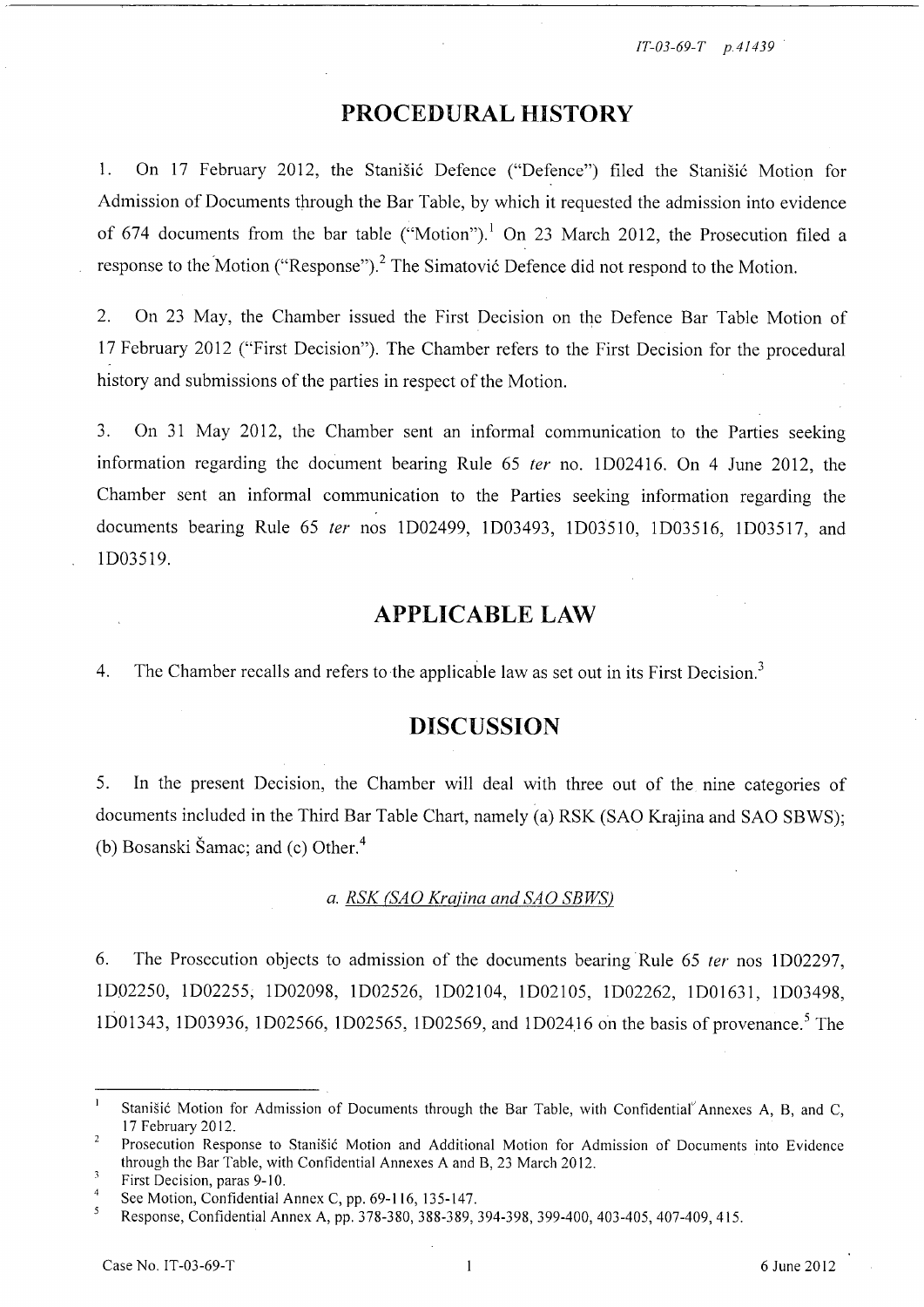## PROCEDURAL HISTORY

1. On 17 February 2012, the Stanišić Defence ("Defence") filed the Stanišić Motion for Admission of Documents through the Bar Table, by which it requested the admission into evidence of 674 documents from the bar table ("Motion").[1] On 23 March 2012, the Prosecution filed a response to the Motion ("Response").[2] The Simatović Defence did not respond to the Motion.

2. On 23 May, the Chamber issued the First Decision on the Defence Bar Table Motion of 17 February 2012 ("First Decision"). The Chamber refers to the First Decision for the procedural history and submissions of the parties in respect of the Motion.

3. On 31 May 2012, the Chamber sent an informal communication to the Parties seeking information regarding the document bearing Rule 65 *ter* no. 1D02416. On 4 June 2012, the Chamber sent an informal communication to the Parties seeking information regarding the documents bearing Rule 65 *ter* nos 1D02499, 1D03493, 1D03510, 1D03516, 1D03517, and 1D03519.

## APPLICABLE LAW

4. The Chamber recalls and refers to the applicable law as set out in its First Decision.[3]

## DISCUSSION

5. In the present Decision, the Chamber will deal with three out of the nine categories of documents included in the Third Bar Table Chart, namely (a) RSK (SAO Krajina and SAO SBWS); (b) Bosanski Šamac; and (c) Other.[4]

### *a. RSK (SAO Krajina and SAO SBWS)*

6. The Prosecution objects to admission of the documents bearing Rule 65 *ter* nos 1D02297, 1D02250, 1D02255, 1D02098, 1D02526, 1D02104, 1D02105, 1D02262, 1D01631, 1D03498, 1D01343, 1D03936, 1D02566, 1D02565, 1D02569, and 1D02416 on the basis of provenance.[5] The

---

1. Stanišić Motion for Admission of Documents through the Bar Table, with Confidential Annexes A, B, and C, 17 February 2012.
2. Prosecution Response to Stanišić Motion and Additional Motion for Admission of Documents into Evidence through the Bar Table, with Confidential Annexes A and B, 23 March 2012.
3. First Decision, paras 9-10.
4. See Motion, Confidential Annex C, pp. 69-116, 135-147.
5. Response, Confidential Annex A, pp. 378-380, 388-389, 394-398, 399-400, 403-405, 407-409, 415.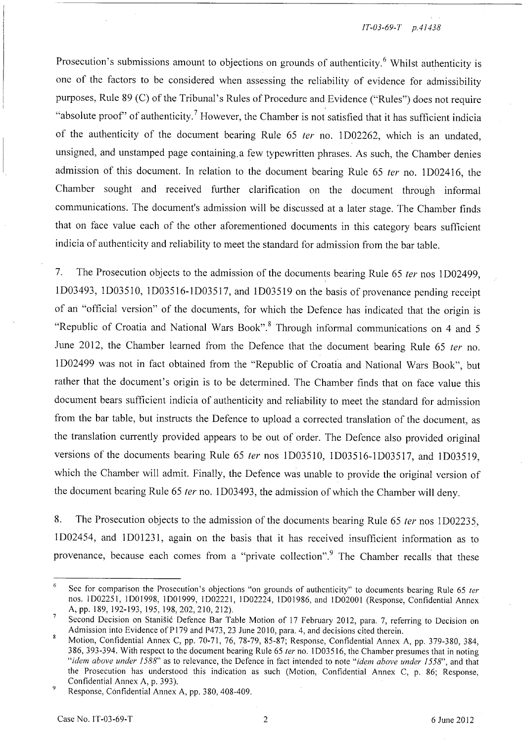Prosecution's submissions amount to objections on grounds of authenticity.[6] Whilst authenticity is one of the factors to be considered when assessing the reliability of evidence for admissibility purposes, Rule 89 (C) of the Tribunal's Rules of Procedure and Evidence ("Rules") does not require "absolute proof" of authenticity.[7] However, the Chamber is not satisfied that it has sufficient indicia of the authenticity of the document bearing Rule 65 *ter* no. 1D02262, which is an undated, unsigned, and unstamped page containing a few typewritten phrases. As such, the Chamber denies admission of this document. In relation to the document bearing Rule 65 *ter* no. 1D02416, the Chamber sought and received further clarification on the document through informal communications. The document's admission will be discussed at a later stage. The Chamber finds that on face value each of the other aforementioned documents in this category bears sufficient indicia of authenticity and reliability to meet the standard for admission from the bar table.

7. The Prosecution objects to the admission of the documents bearing Rule 65 *ter* nos 1D02499, 1D03493, 1D03510, 1D03516-1D03517, and 1D03519 on the basis of provenance pending receipt of an "official version" of the documents, for which the Defence has indicated that the origin is "Republic of Croatia and National Wars Book".[8] Through informal communications on 4 and 5 June 2012, the Chamber learned from the Defence that the document bearing Rule 65 *ter* no. 1D02499 was not in fact obtained from the "Republic of Croatia and National Wars Book", but rather that the document's origin is to be determined. The Chamber finds that on face value this document bears sufficient indicia of authenticity and reliability to meet the standard for admission from the bar table, but instructs the Defence to upload a corrected translation of the document, as the translation currently provided appears to be out of order. The Defence also provided original versions of the documents bearing Rule 65 *ter* nos 1D03510, 1D03516-1D03517, and 1D03519, which the Chamber will admit. Finally, the Defence was unable to provide the original version of the document bearing Rule 65 *ter* no. 1D03493, the admission of which the Chamber will deny.

8. The Prosecution objects to the admission of the documents bearing Rule 65 *ter* nos 1D02235, 1D02454, and 1D01231, again on the basis that it has received insufficient information as to provenance, because each comes from a "private collection".[9] The Chamber recalls that these

---

[6] See for comparison the Prosecution's objections "on grounds of authenticity" to documents bearing Rule 65 *ter* nos. 1D02251, 1D01998, 1D01999, 1D02221, 1D02224, 1D01986, and 1D02001 (Response, Confidential Annex A, pp. 189, 192-193, 195, 198, 202, 210, 212).

[7] Second Decision on Stanišić Defence Bar Table Motion of 17 February 2012, para. 7, referring to Decision on Admission into Evidence of P179 and P473, 23 June 2010, para. 4, and decisions cited therein.

[8] Motion, Confidential Annex C, pp. 70-71, 76, 78-79, 85-87; Response, Confidential Annex A, pp. 379-380, 384, 386, 393-394. With respect to the document bearing Rule 65 *ter* no. 1D03516, the Chamber presumes that in noting "*idem above under 1588*" as to relevance, the Defence in fact intended to note "*idem above under 1558*", and that the Prosecution has understood this indication as such (Motion, Confidential Annex C, p. 86; Response, Confidential Annex A, p. 393).

[9] Response, Confidential Annex A, pp. 380, 408-409.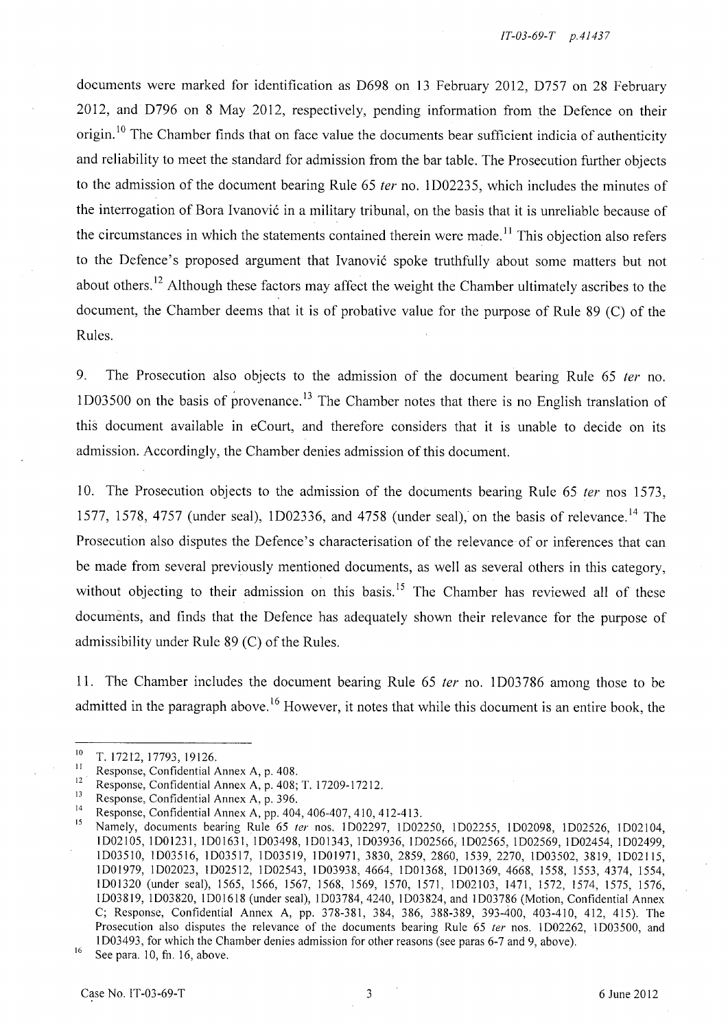documents were marked for identification as D698 on 13 February 2012, D757 on 28 February 2012, and D796 on 8 May 2012, respectively, pending information from the Defence on their origin.[10] The Chamber finds that on face value the documents bear sufficient indicia of authenticity and reliability to meet the standard for admission from the bar table. The Prosecution further objects to the admission of the document bearing Rule 65 *ter* no. 1D02235, which includes the minutes of the interrogation of Bora Ivanović in a military tribunal, on the basis that it is unreliable because of the circumstances in which the statements contained therein were made.[11] This objection also refers to the Defence's proposed argument that Ivanović spoke truthfully about some matters but not about others.[12] Although these factors may affect the weight the Chamber ultimately ascribes to the document, the Chamber deems that it is of probative value for the purpose of Rule 89 (C) of the Rules.

9. The Prosecution also objects to the admission of the document bearing Rule 65 *ter* no. 1D03500 on the basis of provenance.[13] The Chamber notes that there is no English translation of this document available in eCourt, and therefore considers that it is unable to decide on its admission. Accordingly, the Chamber denies admission of this document.

10. The Prosecution objects to the admission of the documents bearing Rule 65 *ter* nos 1573, 1577, 1578, 4757 (under seal), 1D02336, and 4758 (under seal), on the basis of relevance.[14] The Prosecution also disputes the Defence's characterisation of the relevance of or inferences that can be made from several previously mentioned documents, as well as several others in this category, without objecting to their admission on this basis.[15] The Chamber has reviewed all of these documents, and finds that the Defence has adequately shown their relevance for the purpose of admissibility under Rule 89 (C) of the Rules.

11. The Chamber includes the document bearing Rule 65 *ter* no. 1D03786 among those to be admitted in the paragraph above.[16] However, it notes that while this document is an entire book, the

---

[10] T. 17212, 17793, 19126.

[11] Response, Confidential Annex A, p. 408.

[12] Response, Confidential Annex A, p. 408; T. 17209-17212.

[13] Response, Confidential Annex A, p. 396.

[14] Response, Confidential Annex A, pp. 404, 406-407, 410, 412-413.

[15] Namely, documents bearing Rule 65 *ter* nos. 1D02297, 1D02250, 1D02255, 1D02098, 1D02526, 1D02104, 1D02105, 1D01231, 1D01631, 1D03498, 1D01343, 1D03936, 1D02566, 1D02565, 1D02569, 1D02454, 1D02499, 1D03510, 1D03516, 1D03517, 1D03519, 1D01971, 3830, 2859, 2860, 1539, 2270, 1D03502, 3819, 1D02115, 1D01979, 1D02023, 1D02512, 1D02543, 1D03938, 4664, 1D01368, 1D01369, 4668, 1558, 1553, 4374, 1554, 1D01320 (under seal), 1565, 1566, 1567, 1568, 1569, 1570, 1571, 1D02103, 1471, 1572, 1574, 1575, 1576, 1D03819, 1D03820, 1D01618 (under seal), 1D03784, 4240, 1D03824, and 1D03786 (Motion, Confidential Annex C; Response, Confidential Annex A, pp. 378-381, 384, 386, 388-389, 393-400, 403-410, 412, 415). The Prosecution also disputes the relevance of the documents bearing Rule 65 *ter* nos. 1D02262, 1D03500, and 1D03493, for which the Chamber denies admission for other reasons (see paras 6-7 and 9, above).

[16] See para. 10, fn. 16, above.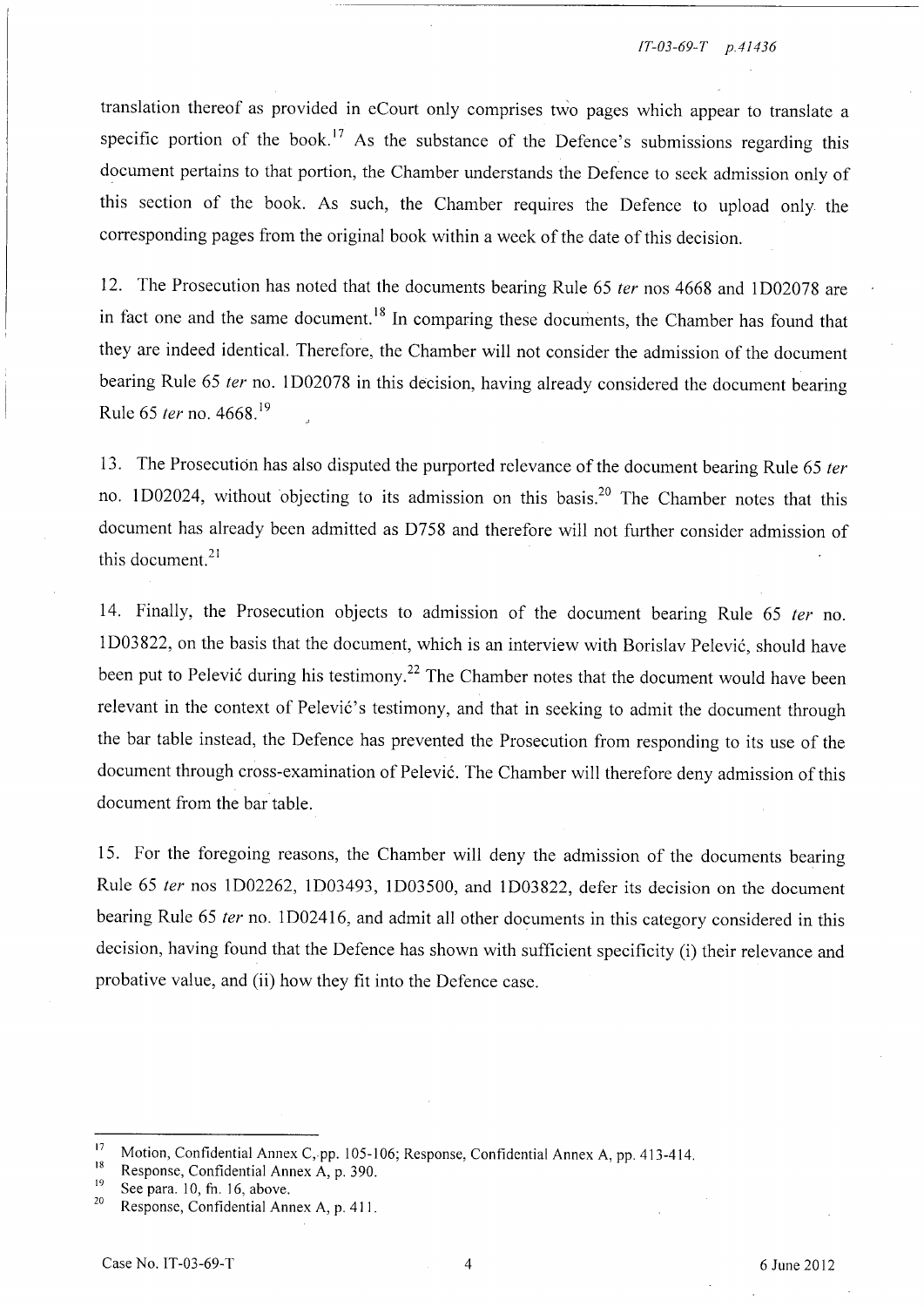translation thereof as provided in eCourt only comprises two pages which appear to translate a specific portion of the book.[17] As the substance of the Defence's submissions regarding this document pertains to that portion, the Chamber understands the Defence to seek admission only of this section of the book. As such, the Chamber requires the Defence to upload only the corresponding pages from the original book within a week of the date of this decision.

12. The Prosecution has noted that the documents bearing Rule 65 *ter* nos 4668 and 1D02078 are in fact one and the same document.[18] In comparing these documents, the Chamber has found that they are indeed identical. Therefore, the Chamber will not consider the admission of the document bearing Rule 65 *ter* no. 1D02078 in this decision, having already considered the document bearing Rule 65 *ter* no. 4668.[19]

13. The Prosecution has also disputed the purported relevance of the document bearing Rule 65 *ter* no. 1D02024, without objecting to its admission on this basis.[20] The Chamber notes that this document has already been admitted as D758 and therefore will not further consider admission of this document.[21]

14. Finally, the Prosecution objects to admission of the document bearing Rule 65 *ter* no. 1D03822, on the basis that the document, which is an interview with Borislav Pelević, should have been put to Pelević during his testimony.[22] The Chamber notes that the document would have been relevant in the context of Pelević's testimony, and that in seeking to admit the document through the bar table instead, the Defence has prevented the Prosecution from responding to its use of the document through cross-examination of Pelević. The Chamber will therefore deny admission of this document from the bar table.

15. For the foregoing reasons, the Chamber will deny the admission of the documents bearing Rule 65 *ter* nos 1D02262, 1D03493, 1D03500, and 1D03822, defer its decision on the document bearing Rule 65 *ter* no. 1D02416, and admit all other documents in this category considered in this decision, having found that the Defence has shown with sufficient specificity (i) their relevance and probative value, and (ii) how they fit into the Defence case.

---

[17] Motion, Confidential Annex C, pp. 105-106; Response, Confidential Annex A, pp. 413-414.

[18] Response, Confidential Annex A, p. 390.

[19] See para. 10, fn. 16, above.

[20] Response, Confidential Annex A, p. 411.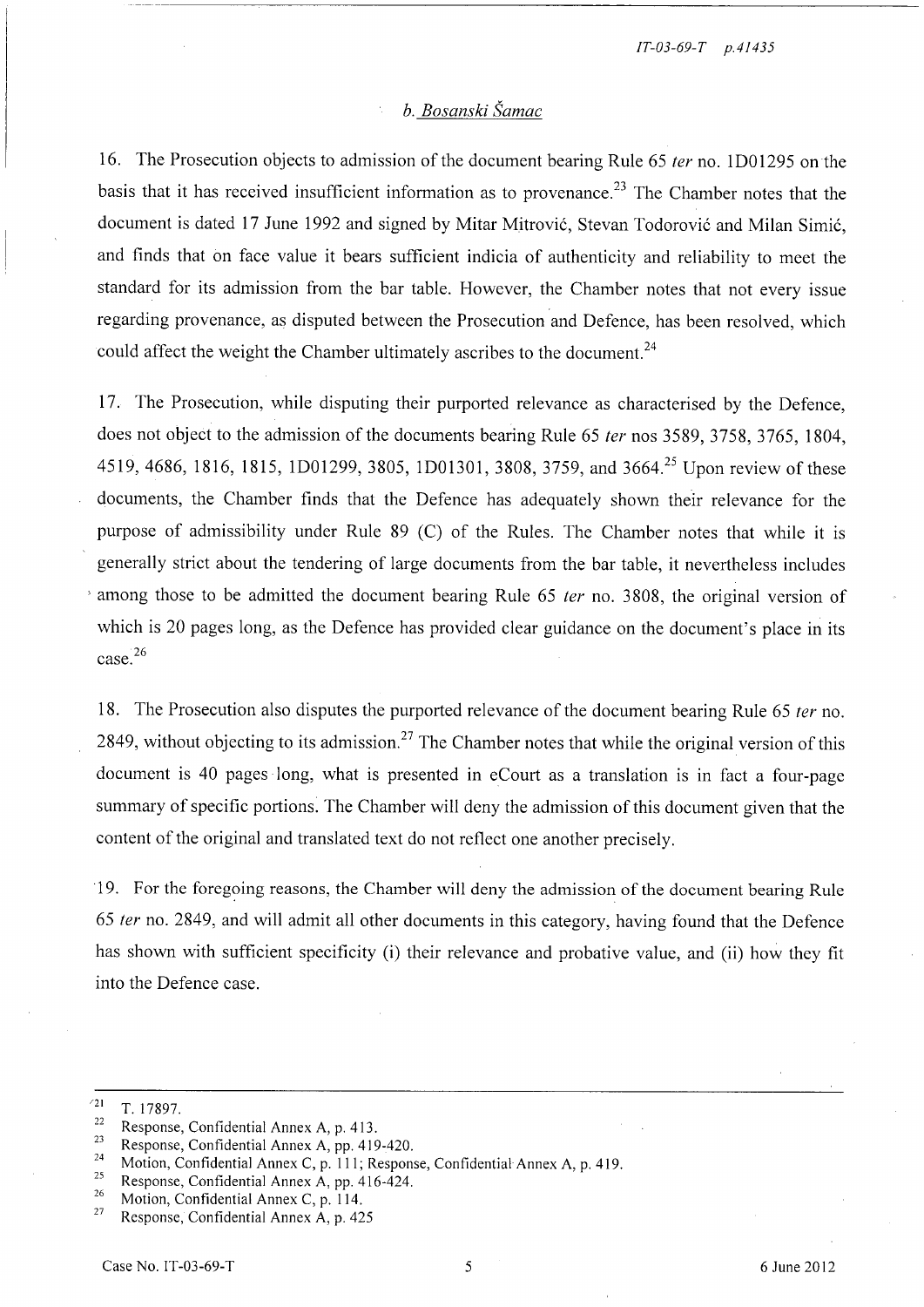### *b. Bosanski Šamac*

16. The Prosecution objects to admission of the document bearing Rule 65 *ter* no. 1D01295 on the basis that it has received insufficient information as to provenance.[23] The Chamber notes that the document is dated 17 June 1992 and signed by Mitar Mitrović, Stevan Todorović and Milan Simić, and finds that on face value it bears sufficient indicia of authenticity and reliability to meet the standard for its admission from the bar table. However, the Chamber notes that not every issue regarding provenance, as disputed between the Prosecution and Defence, has been resolved, which could affect the weight the Chamber ultimately ascribes to the document.[24]

17. The Prosecution, while disputing their purported relevance as characterised by the Defence, does not object to the admission of the documents bearing Rule 65 *ter* nos 3589, 3758, 3765, 1804, 4519, 4686, 1816, 1815, 1D01299, 3805, 1D01301, 3808, 3759, and 3664.[25] Upon review of these documents, the Chamber finds that the Defence has adequately shown their relevance for the purpose of admissibility under Rule 89 (C) of the Rules. The Chamber notes that while it is generally strict about the tendering of large documents from the bar table, it nevertheless includes among those to be admitted the document bearing Rule 65 *ter* no. 3808, the original version of which is 20 pages long, as the Defence has provided clear guidance on the document's place in its case.[26]

18. The Prosecution also disputes the purported relevance of the document bearing Rule 65 *ter* no. 2849, without objecting to its admission.[27] The Chamber notes that while the original version of this document is 40 pages long, what is presented in eCourt as a translation is in fact a four-page summary of specific portions. The Chamber will deny the admission of this document given that the content of the original and translated text do not reflect one another precisely.

19. For the foregoing reasons, the Chamber will deny the admission of the document bearing Rule 65 *ter* no. 2849, and will admit all other documents in this category, having found that the Defence has shown with sufficient specificity (i) their relevance and probative value, and (ii) how they fit into the Defence case.

---

[21] T. 17897.

[22] Response, Confidential Annex A, p. 413.

[23] Response, Confidential Annex A, pp. 419-420.

[24] Motion, Confidential Annex C, p. 111; Response, Confidential Annex A, p. 419.

[25] Response, Confidential Annex A, pp. 416-424.

[26] Motion, Confidential Annex C, p. 114.

[27] Response, Confidential Annex A, p. 425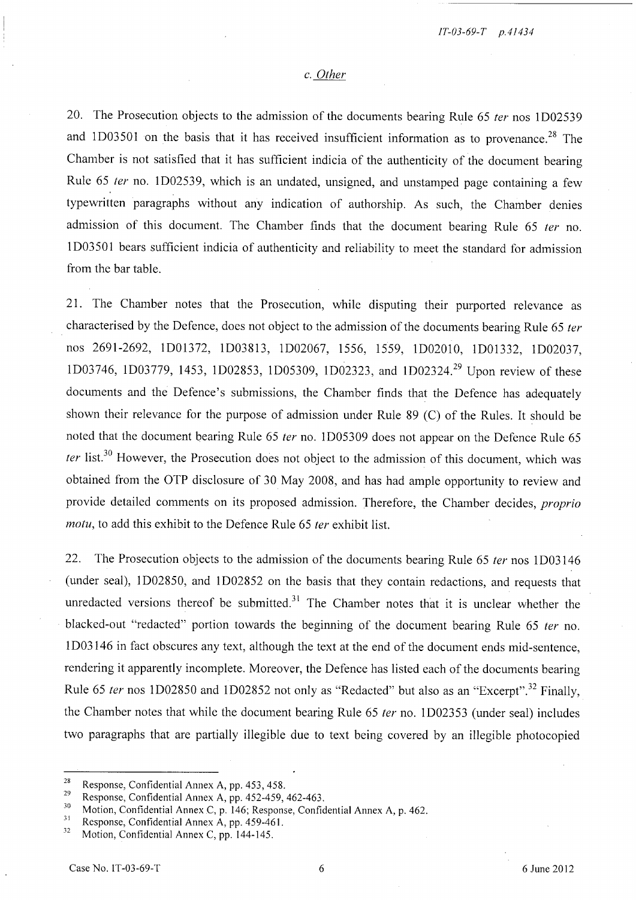### c. *Other*

20. The Prosecution objects to the admission of the documents bearing Rule 65 *ter* nos 1D02539 and 1D03501 on the basis that it has received insufficient information as to provenance.[28] The Chamber is not satisfied that it has sufficient indicia of the authenticity of the document bearing Rule 65 *ter* no. 1D02539, which is an undated, unsigned, and unstamped page containing a few typewritten paragraphs without any indication of authorship. As such, the Chamber denies admission of this document. The Chamber finds that the document bearing Rule 65 *ter* no. 1D03501 bears sufficient indicia of authenticity and reliability to meet the standard for admission from the bar table.

21. The Chamber notes that the Prosecution, while disputing their purported relevance as characterised by the Defence, does not object to the admission of the documents bearing Rule 65 *ter* nos 2691-2692, 1D01372, 1D03813, 1D02067, 1556, 1559, 1D02010, 1D01332, 1D02037, 1D03746, 1D03779, 1453, 1D02853, 1D05309, 1D02323, and 1D02324.[29] Upon review of these documents and the Defence's submissions, the Chamber finds that the Defence has adequately shown their relevance for the purpose of admission under Rule 89 (C) of the Rules. It should be noted that the document bearing Rule 65 *ter* no. 1D05309 does not appear on the Defence Rule 65 *ter* list.[30] However, the Prosecution does not object to the admission of this document, which was obtained from the OTP disclosure of 30 May 2008, and has had ample opportunity to review and provide detailed comments on its proposed admission. Therefore, the Chamber decides, *proprio motu*, to add this exhibit to the Defence Rule 65 *ter* exhibit list.

22. The Prosecution objects to the admission of the documents bearing Rule 65 *ter* nos 1D03146 (under seal), 1D02850, and 1D02852 on the basis that they contain redactions, and requests that unredacted versions thereof be submitted.[31] The Chamber notes that it is unclear whether the blacked-out "redacted" portion towards the beginning of the document bearing Rule 65 *ter* no. 1D03146 in fact obscures any text, although the text at the end of the document ends mid-sentence, rendering it apparently incomplete. Moreover, the Defence has listed each of the documents bearing Rule 65 *ter* nos 1D02850 and 1D02852 not only as "Redacted" but also as an "Excerpt".[32] Finally, the Chamber notes that while the document bearing Rule 65 *ter* no. 1D02353 (under seal) includes two paragraphs that are partially illegible due to text being covered by an illegible photocopied

---

[28] Response, Confidential Annex A, pp. 453, 458.

[29] Response, Confidential Annex A, pp. 452-459, 462-463.

[30] Motion, Confidential Annex C, p. 146; Response, Confidential Annex A, p. 462.

[31] Response, Confidential Annex A, pp. 459-461.

[32] Motion, Confidential Annex C, pp. 144-145.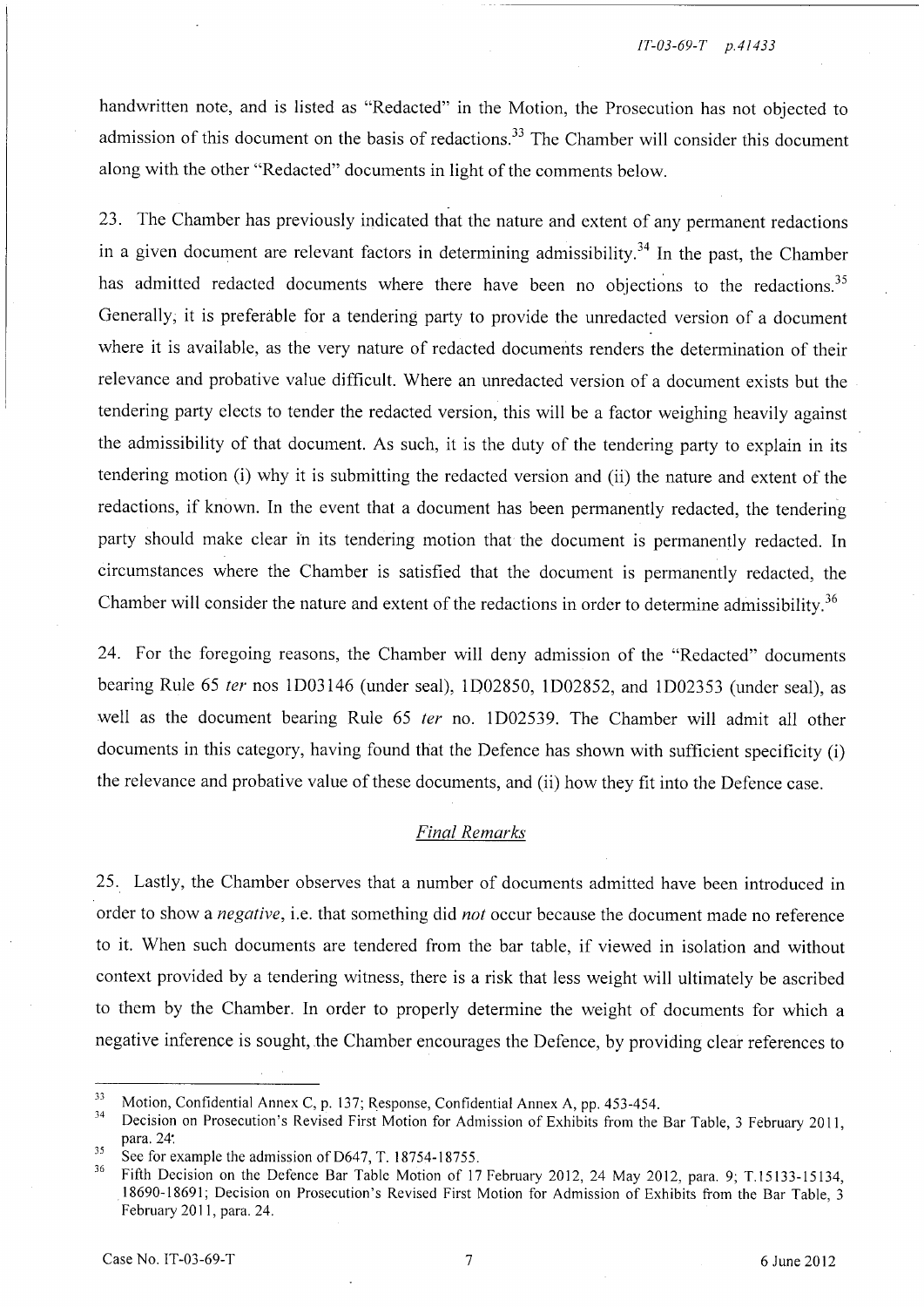handwritten note, and is listed as "Redacted" in the Motion, the Prosecution has not objected to admission of this document on the basis of redactions.[33] The Chamber will consider this document along with the other "Redacted" documents in light of the comments below.

23. The Chamber has previously indicated that the nature and extent of any permanent redactions in a given document are relevant factors in determining admissibility.[34] In the past, the Chamber has admitted redacted documents where there have been no objections to the redactions.[35] Generally, it is preferable for a tendering party to provide the unredacted version of a document where it is available, as the very nature of redacted documents renders the determination of their relevance and probative value difficult. Where an unredacted version of a document exists but the tendering party elects to tender the redacted version, this will be a factor weighing heavily against the admissibility of that document. As such, it is the duty of the tendering party to explain in its tendering motion (i) why it is submitting the redacted version and (ii) the nature and extent of the redactions, if known. In the event that a document has been permanently redacted, the tendering party should make clear in its tendering motion that the document is permanently redacted. In circumstances where the Chamber is satisfied that the document is permanently redacted, the Chamber will consider the nature and extent of the redactions in order to determine admissibility.[36]

24. For the foregoing reasons, the Chamber will deny admission of the "Redacted" documents bearing Rule 65 *ter* nos 1D03146 (under seal), 1D02850, 1D02852, and 1D02353 (under seal), as well as the document bearing Rule 65 *ter* no. 1D02539. The Chamber will admit all other documents in this category, having found that the Defence has shown with sufficient specificity (i) the relevance and probative value of these documents, and (ii) how they fit into the Defence case.

### *Final Remarks*

25. Lastly, the Chamber observes that a number of documents admitted have been introduced in order to show a *negative*, i.e. that something did *not* occur because the document made no reference to it. When such documents are tendered from the bar table, if viewed in isolation and without context provided by a tendering witness, there is a risk that less weight will ultimately be ascribed to them by the Chamber. In order to properly determine the weight of documents for which a negative inference is sought, the Chamber encourages the Defence, by providing clear references to

---

[33] Motion, Confidential Annex C, p. 137; Response, Confidential Annex A, pp. 453-454.

[34] Decision on Prosecution's Revised First Motion for Admission of Exhibits from the Bar Table, 3 February 2011, para. 24.

[35] See for example the admission of D647, T. 18754-18755.

[36] Fifth Decision on the Defence Bar Table Motion of 17 February 2012, 24 May 2012, para. 9; T.15133-15134, 18690-18691; Decision on Prosecution's Revised First Motion for Admission of Exhibits from the Bar Table, 3 February 2011, para. 24.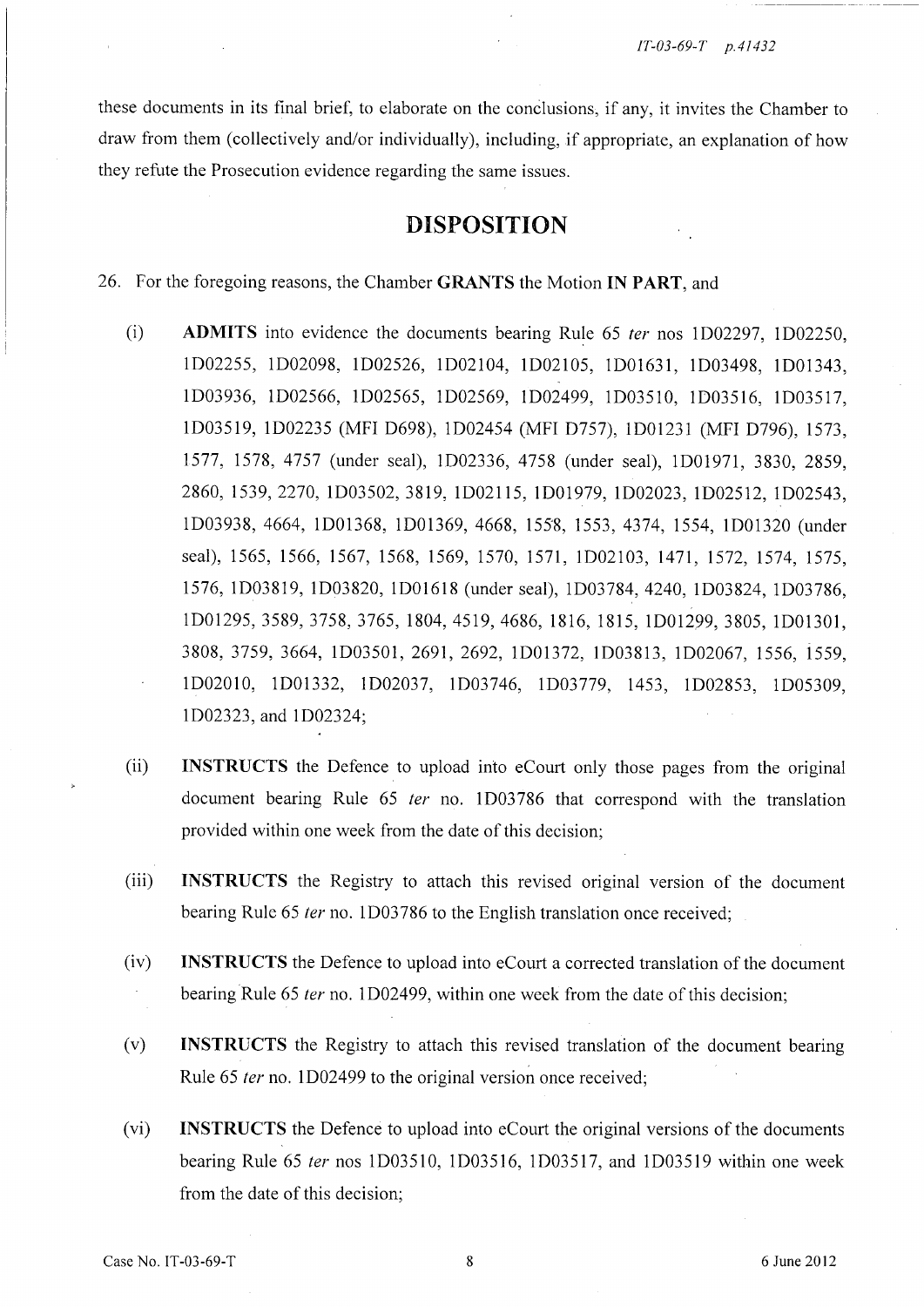these documents in its final brief, to elaborate on the conclusions, if any, it invites the Chamber to draw from them (collectively and/or individually), including, if appropriate, an explanation of how they refute the Prosecution evidence regarding the same issues.

## DISPOSITION

26. For the foregoing reasons, the Chamber **GRANTS** the Motion **IN PART**, and

(i) **ADMITS** into evidence the documents bearing Rule 65 *ter* nos 1D02297, 1D02250, 1D02255, 1D02098, 1D02526, 1D02104, 1D02105, 1D01631, 1D03498, 1D01343, 1D03936, 1D02566, 1D02565, 1D02569, 1D02499, 1D03510, 1D03516, 1D03517, 1D03519, 1D02235 (MFI D698), 1D02454 (MFI D757), 1D01231 (MFI D796), 1573, 1577, 1578, 4757 (under seal), 1D02336, 4758 (under seal), 1D01971, 3830, 2859, 2860, 1539, 2270, 1D03502, 3819, 1D02115, 1D01979, 1D02023, 1D02512, 1D02543, 1D03938, 4664, 1D01368, 1D01369, 4668, 1558, 1553, 4374, 1554, 1D01320 (under seal), 1565, 1566, 1567, 1568, 1569, 1570, 1571, 1D02103, 1471, 1572, 1574, 1575, 1576, 1D03819, 1D03820, 1D01618 (under seal), 1D03784, 4240, 1D03824, 1D03786, 1D01295, 3589, 3758, 3765, 1804, 4519, 4686, 1816, 1815, 1D01299, 3805, 1D01301, 3808, 3759, 3664, 1D03501, 2691, 2692, 1D01372, 1D03813, 1D02067, 1556, 1559, 1D02010, 1D01332, 1D02037, 1D03746, 1D03779, 1453, 1D02853, 1D05309, 1D02323, and 1D02324;

(ii) **INSTRUCTS** the Defence to upload into eCourt only those pages from the original document bearing Rule 65 *ter* no. 1D03786 that correspond with the translation provided within one week from the date of this decision;

(iii) **INSTRUCTS** the Registry to attach this revised original version of the document bearing Rule 65 *ter* no. 1D03786 to the English translation once received;

(iv) **INSTRUCTS** the Defence to upload into eCourt a corrected translation of the document bearing Rule 65 *ter* no. 1D02499, within one week from the date of this decision;

(v) **INSTRUCTS** the Registry to attach this revised translation of the document bearing Rule 65 *ter* no. 1D02499 to the original version once received;

(vi) **INSTRUCTS** the Defence to upload into eCourt the original versions of the documents bearing Rule 65 *ter* nos 1D03510, 1D03516, 1D03517, and 1D03519 within one week from the date of this decision;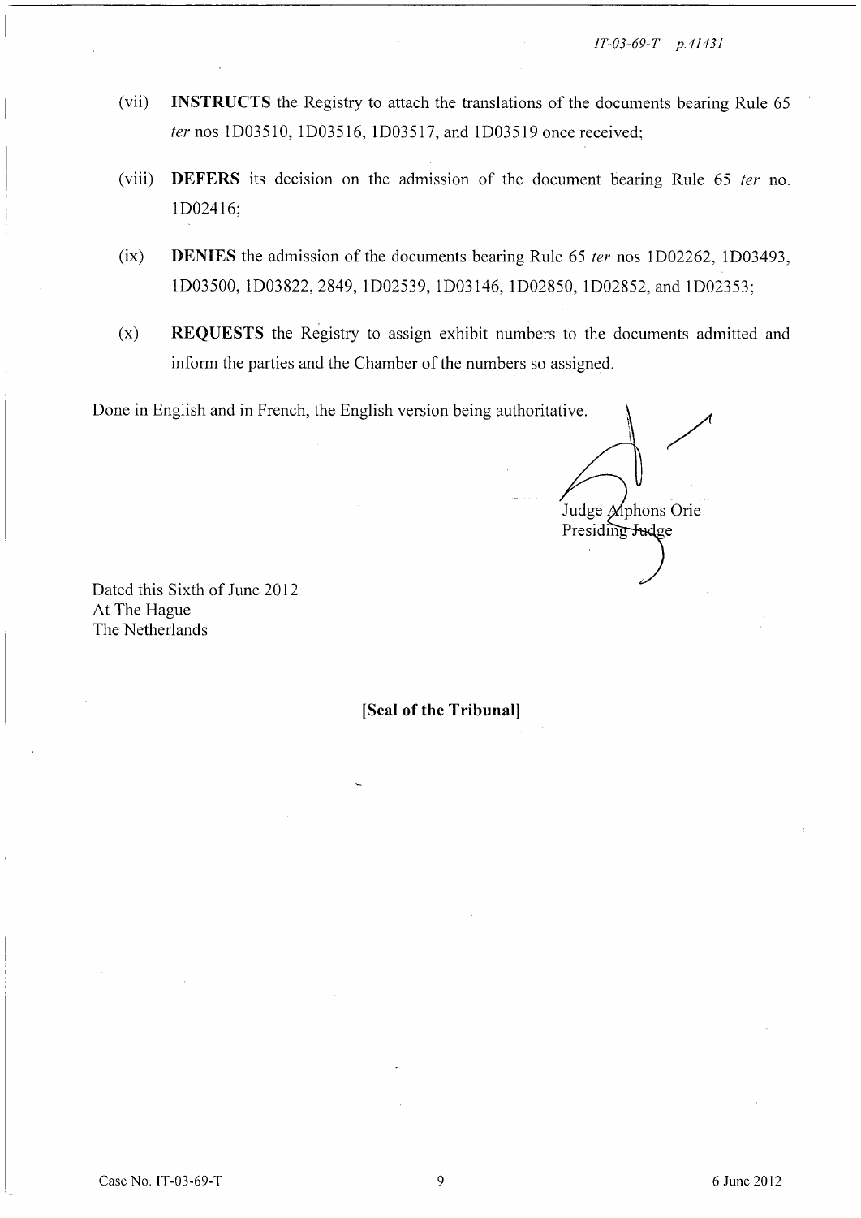(vii) **INSTRUCTS** the Registry to attach the translations of the documents bearing Rule 65 *ter* nos 1D03510, 1D03516, 1D03517, and 1D03519 once received;

(viii) **DEFERS** its decision on the admission of the document bearing Rule 65 *ter* no. 1D02416;

(ix) **DENIES** the admission of the documents bearing Rule 65 *ter* nos 1D02262, 1D03493, 1D03500, 1D03822, 2849, 1D02539, 1D03146, 1D02850, 1D02852, and 1D02353;

(x) **REQUESTS** the Registry to assign exhibit numbers to the documents admitted and inform the parties and the Chamber of the numbers so assigned.

Done in English and in French, the English version being authoritative.

Judge Alphons Orie
Presiding Judge

Dated this Sixth of June 2012
At The Hague
The Netherlands

**[Seal of the Tribunal]**